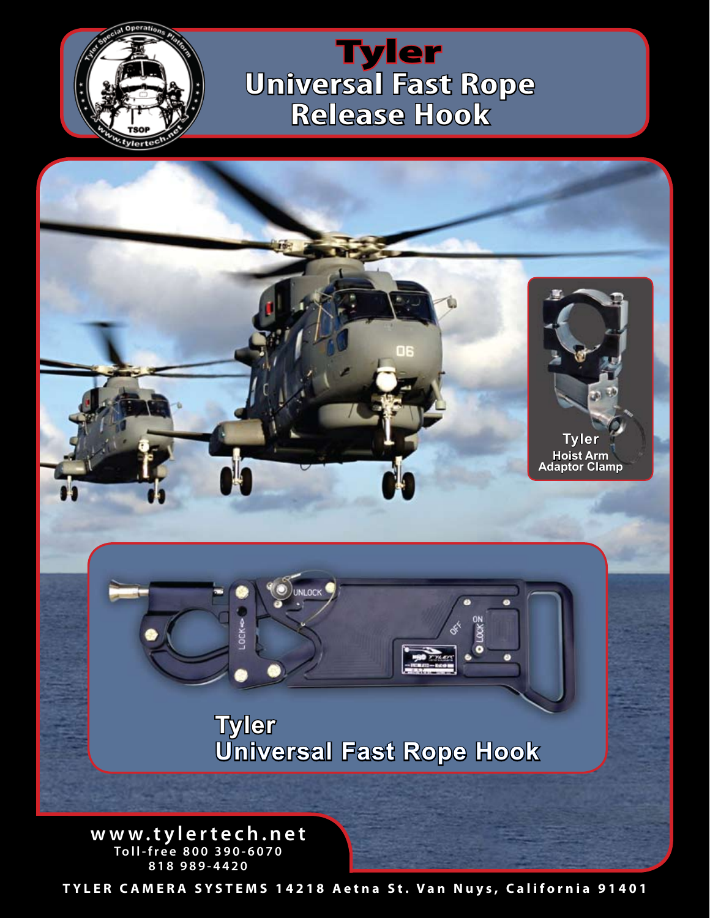# Tyler Universal Fast Rope Release Hook

**Tyler**
**Hoist Arm Adaptor Clamp**

## Tyler Universal Fast Rope Hook

**www.tylertech.net**
Toll-free 800 390-6070
818 989-4420

TYLER CAMERA SYSTEMS 14218 Aetna St. Van Nuys, California 91401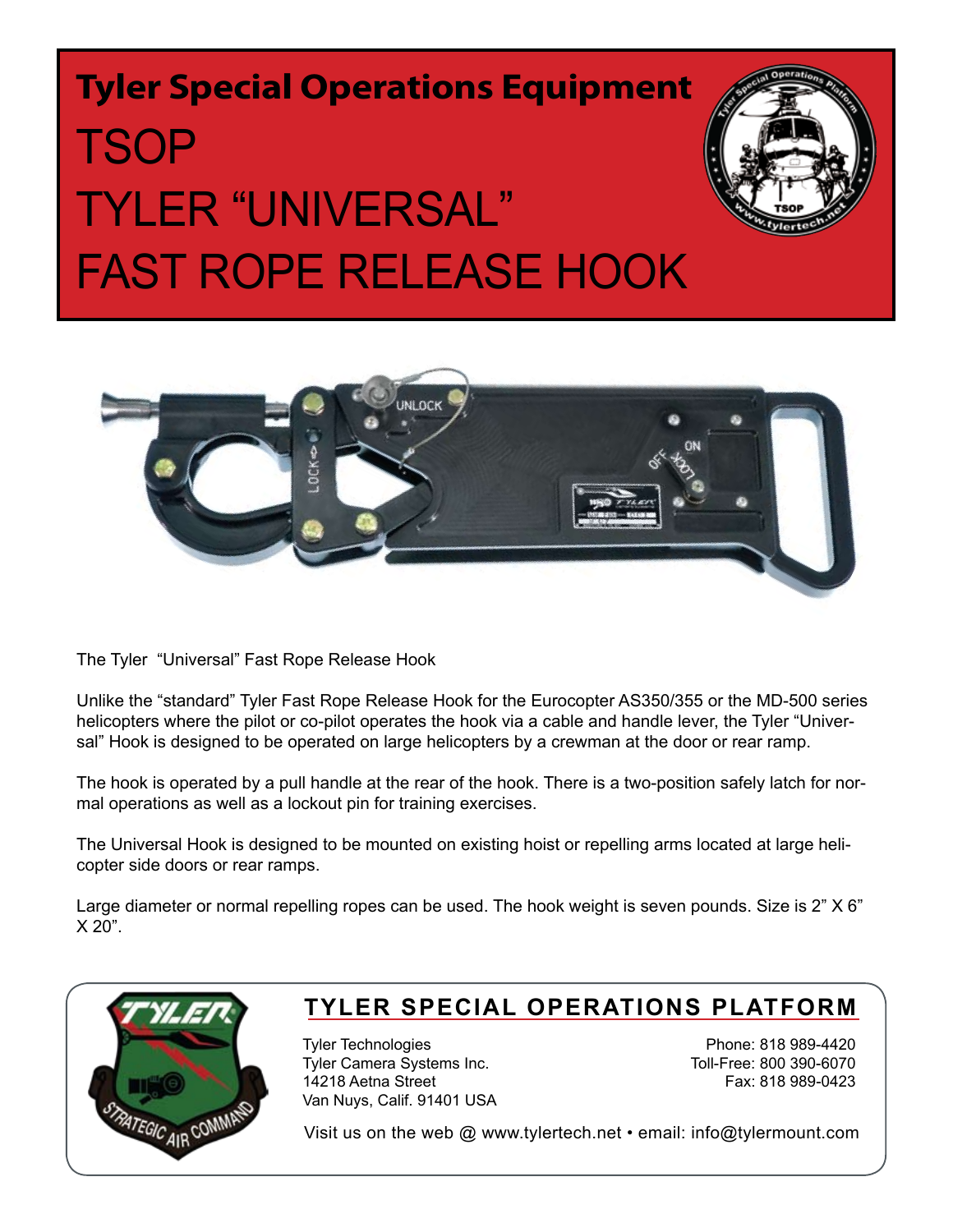# Tyler Special Operations Equipment

# TSOP

# TYLER "UNIVERSAL" FAST ROPE RELEASE HOOK

The Tyler "Universal" Fast Rope Release Hook

Unlike the "standard" Tyler Fast Rope Release Hook for the Eurocopter AS350/355 or the MD-500 series helicopters where the pilot or co-pilot operates the hook via a cable and handle lever, the Tyler "Universal" Hook is designed to be operated on large helicopters by a crewman at the door or rear ramp.

The hook is operated by a pull handle at the rear of the hook. There is a two-position safely latch for normal operations as well as a lockout pin for training exercises.

The Universal Hook is designed to be mounted on existing hoist or repelling arms located at large helicopter side doors or rear ramps.

Large diameter or normal repelling ropes can be used. The hook weight is seven pounds. Size is 2" X 6" X 20".

## TYLER SPECIAL OPERATIONS PLATFORM

Tyler Technologies
Tyler Camera Systems Inc.
14218 Aetna Street
Van Nuys, Calif. 91401 USA

Phone: 818 989-4420
Toll-Free: 800 390-6070
Fax: 818 989-0423

Visit us on the web @ www.tylertech.net • email: info@tylermount.com